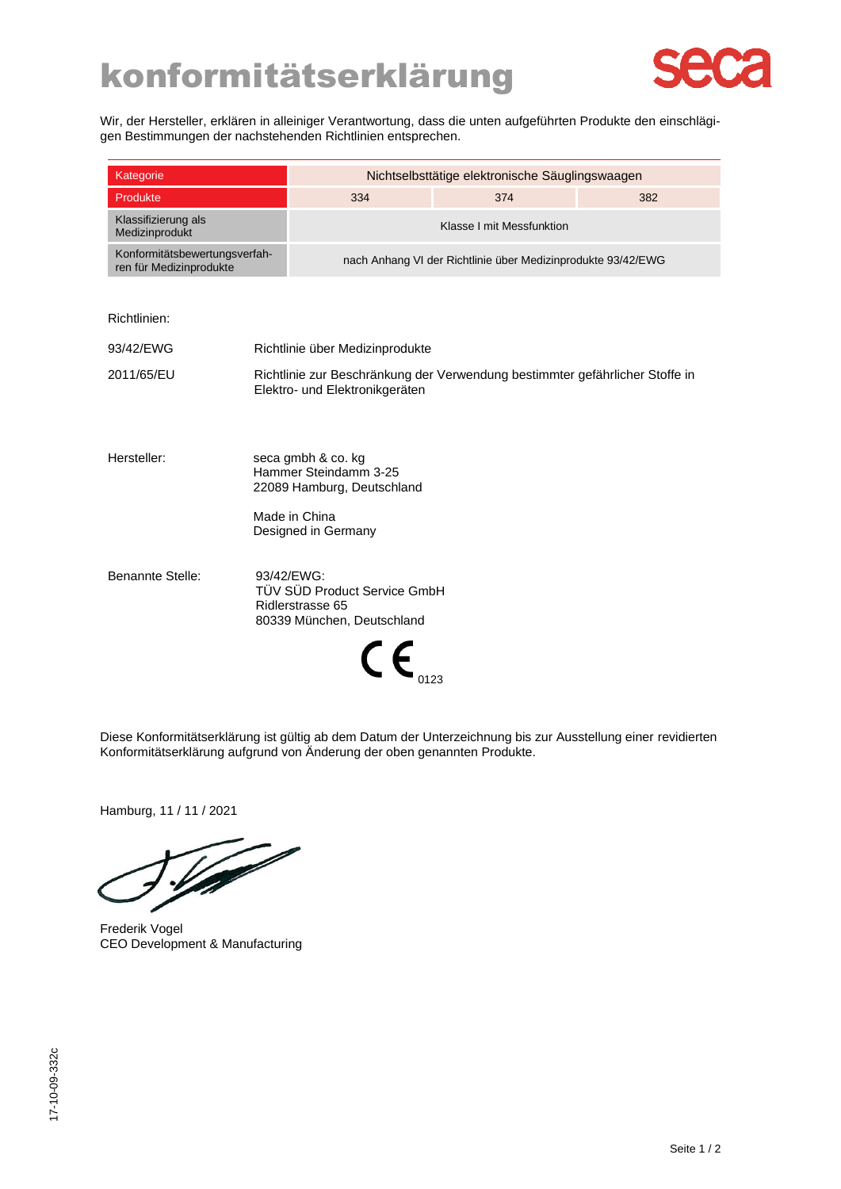# konformitätserklärung

seca

Wir, der Hersteller, erklären in alleiniger Verantwortung, dass die unten aufgeführten Produkte den einschlägigen Bestimmungen der nachstehenden Richtlinien entsprechen.

| Kategorie | Nichtselbsttätige elektronische Säuglingswaagen | | |
|---|---|---|---|
| Produkte | 334 | 374 | 382 |
| Klassifizierung als Medizinprodukt | Klasse I mit Messfunktion | | |
| Konformitätsbewertungsverfahren für Medizinprodukte | nach Anhang VI der Richtlinie über Medizinprodukte 93/42/EWG | | |

Richtlinien:

| | |
|---|---|
| 93/42/EWG | Richtlinie über Medizinprodukte |
| 2011/65/EU | Richtlinie zur Beschränkung der Verwendung bestimmter gefährlicher Stoffe in Elektro- und Elektronikgeräten |

Hersteller:

seca gmbh & co. kg
Hammer Steindamm 3-25
22089 Hamburg, Deutschland

Made in China
Designed in Germany

Benannte Stelle:

93/42/EWG:
TÜV SÜD Product Service GmbH
Ridlerstrasse 65
80339 München, Deutschland

CE 0123

Diese Konformitätserklärung ist gültig ab dem Datum der Unterzeichnung bis zur Ausstellung einer revidierten Konformitätserklärung aufgrund von Änderung der oben genannten Produkte.

Hamburg, 11 / 11 / 2021

Frederik Vogel
CEO Development & Manufacturing

17-10-09-332c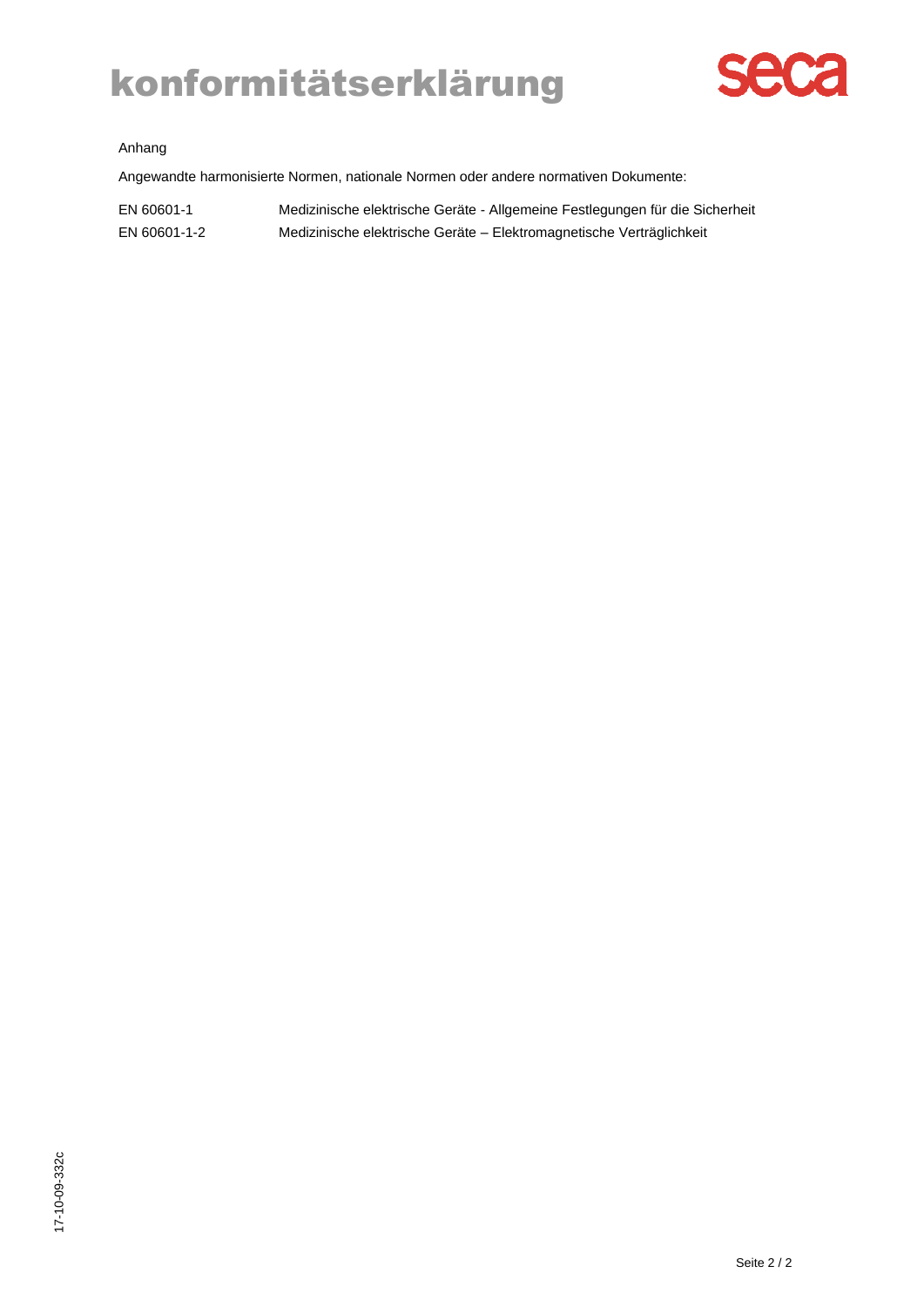# konformitätserklärung

Anhang

Angewandte harmonisierte Normen, nationale Normen oder andere normativen Dokumente:

| | |
|---|---|
| EN 60601-1 | Medizinische elektrische Geräte - Allgemeine Festlegungen für die Sicherheit |
| EN 60601-1-2 | Medizinische elektrische Geräte – Elektromagnetische Verträglichkeit |

17-10-09-332c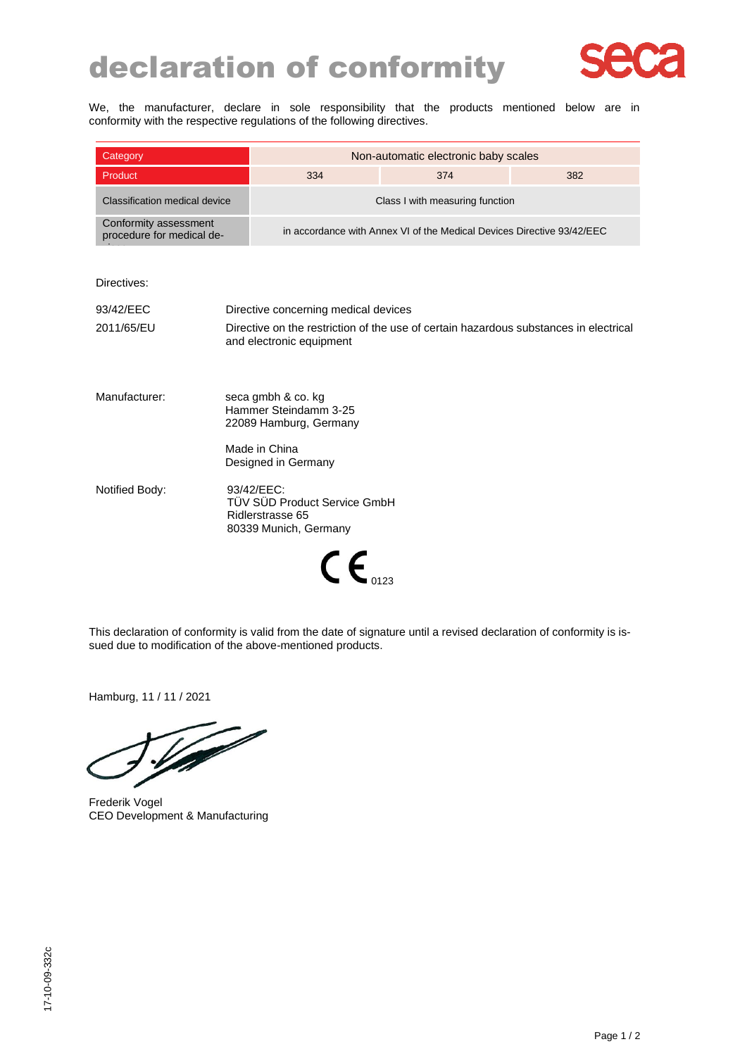# declaration of conformity

seca

We, the manufacturer, declare in sole responsibility that the products mentioned below are in conformity with the respective regulations of the following directives.

| Category | Non-automatic electronic baby scales | | |
|---|---|---|---|
| Product | 334 | 374 | 382 |
| Classification medical device | Class I with measuring function | | |
| Conformity assessment procedure for medical de- | in accordance with Annex VI of the Medical Devices Directive 93/42/EEC | | |

Directives:

| | |
|---|---|
| 93/42/EEC | Directive concerning medical devices |
| 2011/65/EU | Directive on the restriction of the use of certain hazardous substances in electrical and electronic equipment |

Manufacturer:
seca gmbh & co. kg
Hammer Steindamm 3-25
22089 Hamburg, Germany

Made in China
Designed in Germany

Notified Body:
93/42/EEC:
TÜV SÜD Product Service GmbH
Ridlerstrasse 65
80339 Munich, Germany

CE 0123

This declaration of conformity is valid from the date of signature until a revised declaration of conformity is issued due to modification of the above-mentioned products.

Hamburg, 11 / 11 / 2021

Frederik Vogel
CEO Development & Manufacturing

17-10-09-332c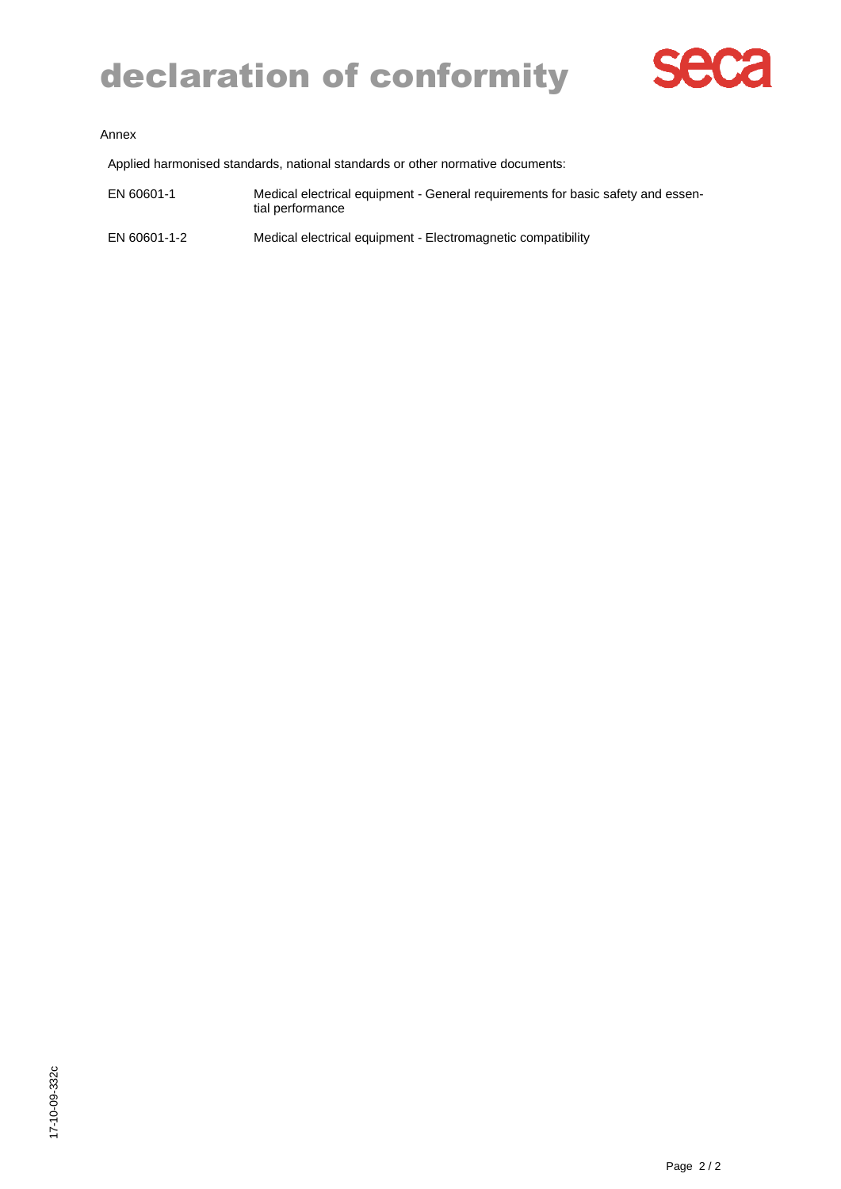# declaration of conformity

Annex

Applied harmonised standards, national standards or other normative documents:

| | |
|---|---|
| EN 60601-1 | Medical electrical equipment - General requirements for basic safety and essential performance |
| EN 60601-1-2 | Medical electrical equipment - Electromagnetic compatibility |

17-10-09-332c